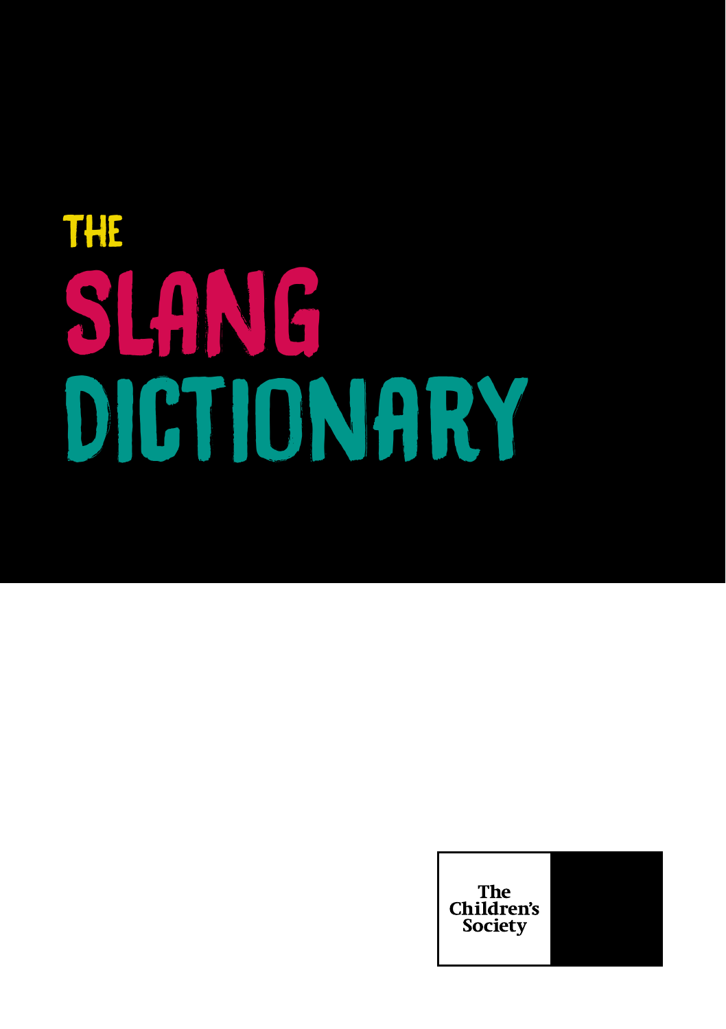# THE SLANG DICTIONARY

The Children's Society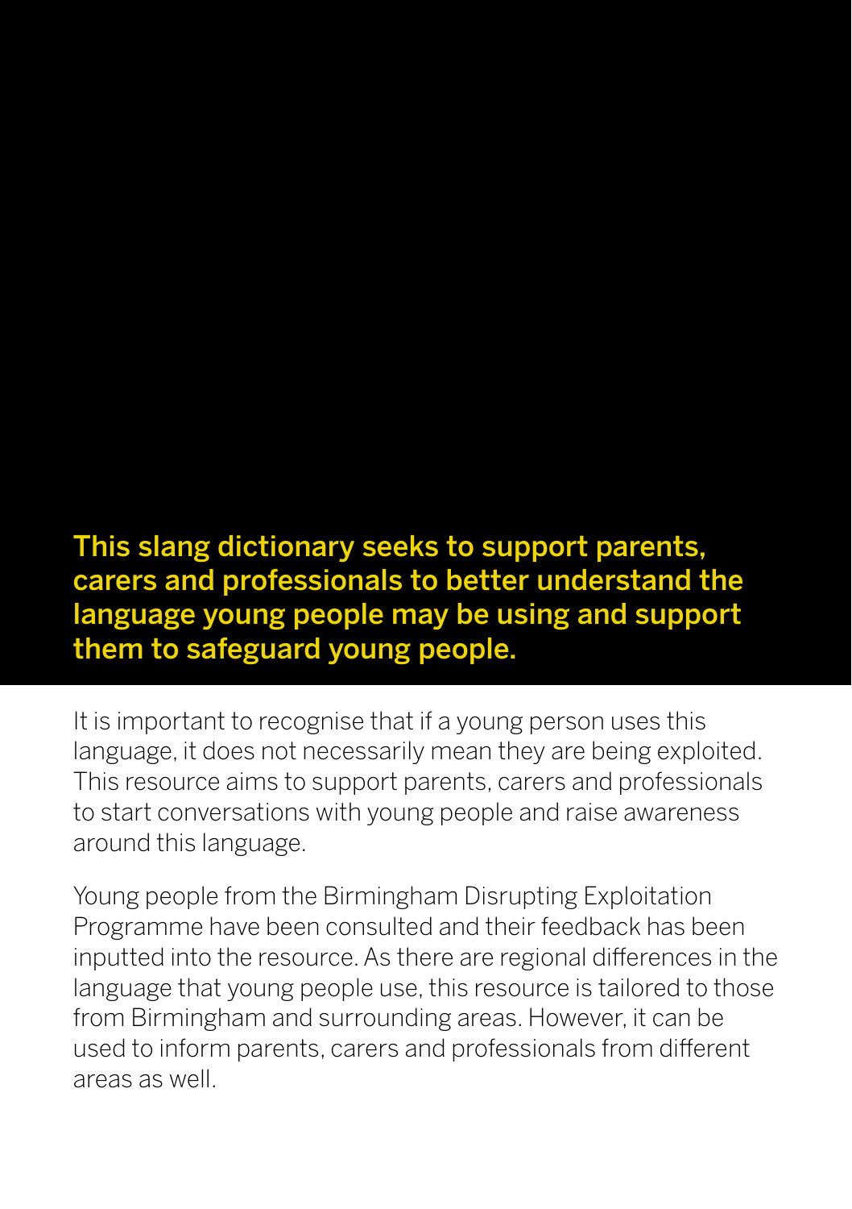**This slang dictionary seeks to support parents, carers and professionals to better understand the language young people may be using and support them to safeguard young people.**

It is important to recognise that if a young person uses this language, it does not necessarily mean they are being exploited. This resource aims to support parents, carers and professionals to start conversations with young people and raise awareness around this language.

Young people from the Birmingham Disrupting Exploitation Programme have been consulted and their feedback has been inputted into the resource. As there are regional differences in the language that young people use, this resource is tailored to those from Birmingham and surrounding areas. However, it can be used to inform parents, carers and professionals from different areas as well.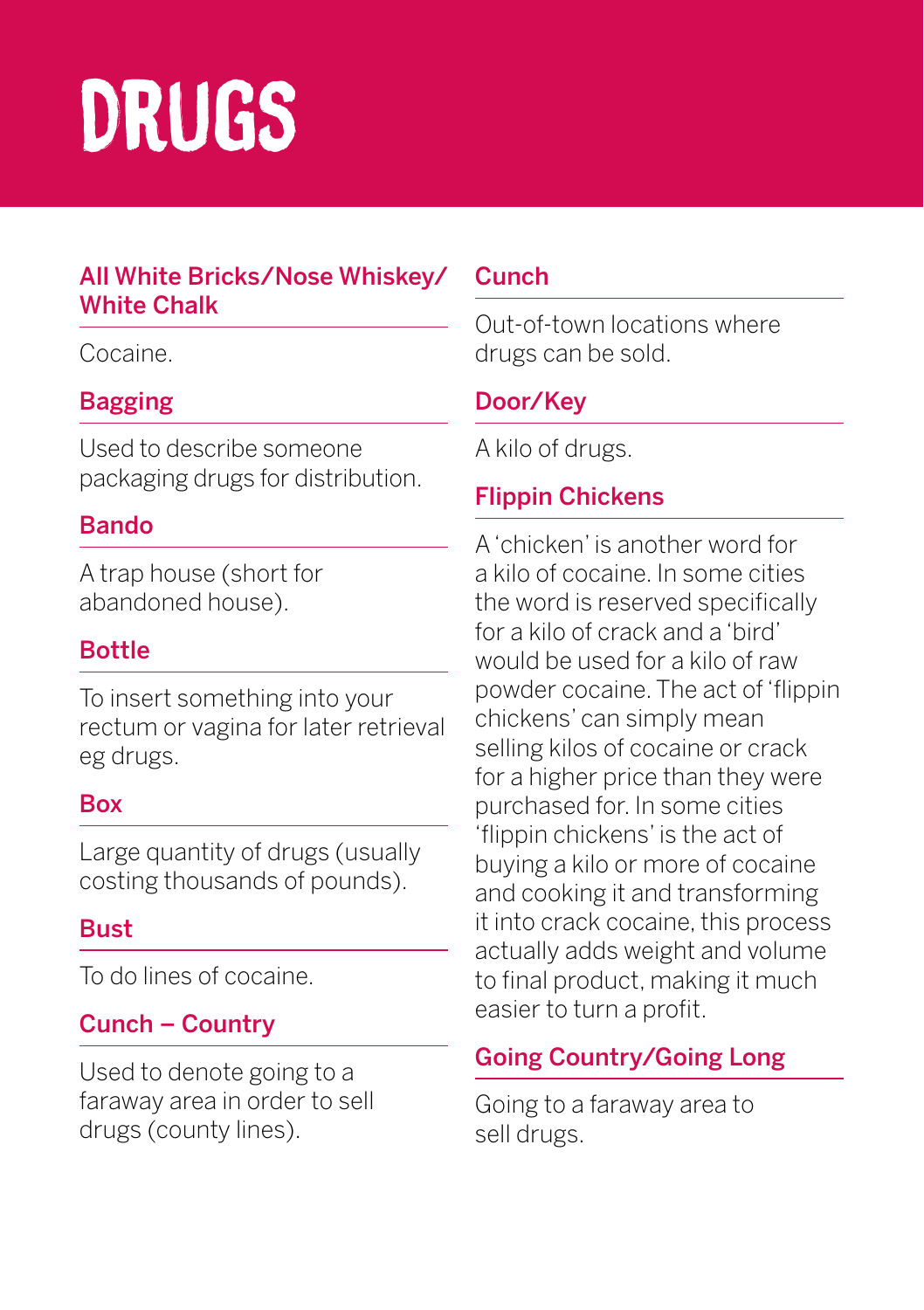# DRUGS

### All White Bricks/Nose Whiskey/White Chalk

Cocaine.

### Bagging

Used to describe someone packaging drugs for distribution.

### Bando

A trap house (short for abandoned house).

### Bottle

To insert something into your rectum or vagina for later retrieval eg drugs.

### Box

Large quantity of drugs (usually costing thousands of pounds).

### Bust

To do lines of cocaine.

### Cunch – Country

Used to denote going to a faraway area in order to sell drugs (county lines).

### Cunch

Out-of-town locations where drugs can be sold.

### Door/Key

A kilo of drugs.

### Flippin Chickens

A 'chicken' is another word for a kilo of cocaine. In some cities the word is reserved specifically for a kilo of crack and a 'bird' would be used for a kilo of raw powder cocaine. The act of 'flippin chickens' can simply mean selling kilos of cocaine or crack for a higher price than they were purchased for. In some cities 'flippin chickens' is the act of buying a kilo or more of cocaine and cooking it and transforming it into crack cocaine, this process actually adds weight and volume to final product, making it much easier to turn a profit.

### Going Country/Going Long

Going to a faraway area to sell drugs.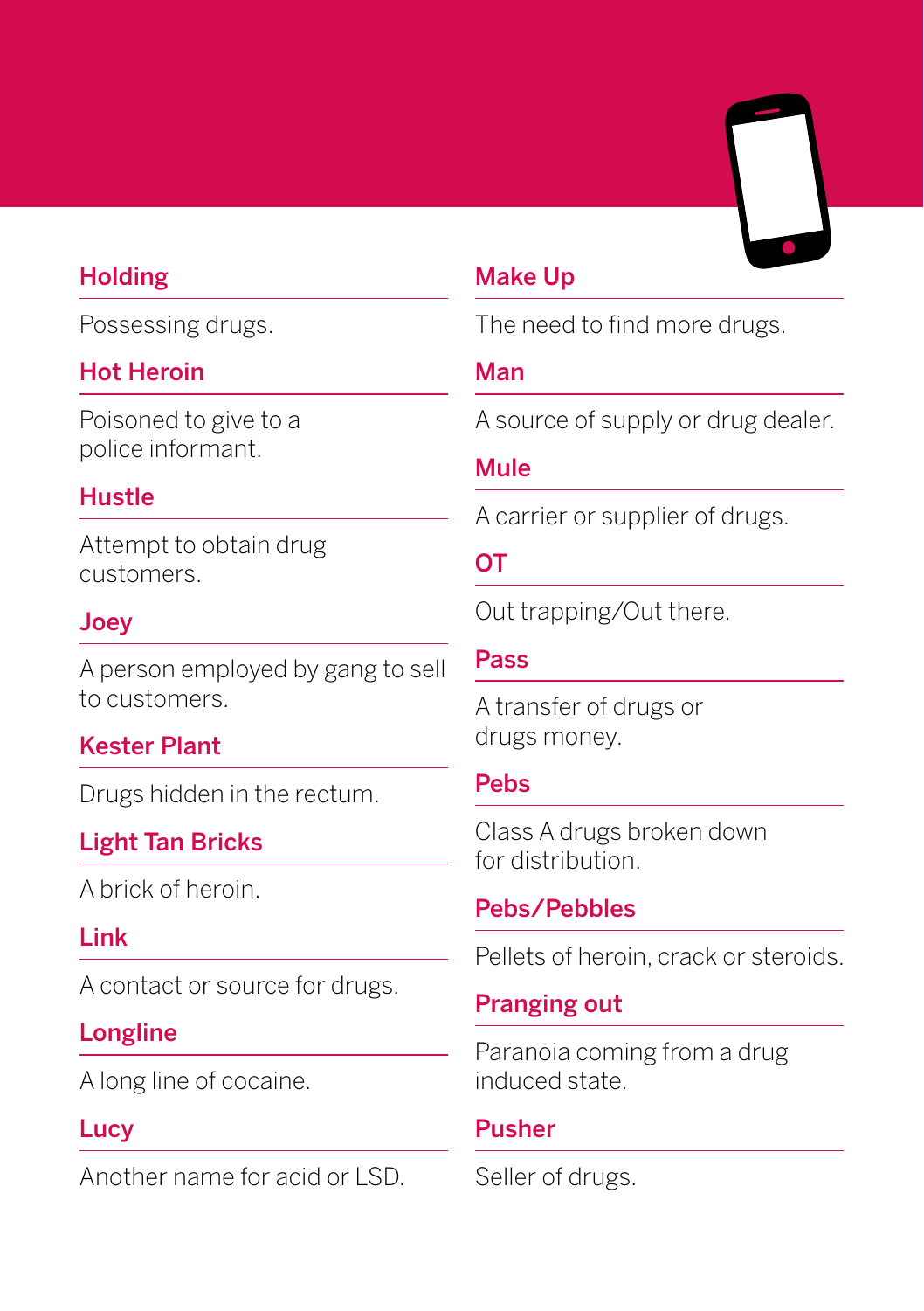### Holding

Possessing drugs.

### Hot Heroin

Poisoned to give to a police informant.

### Hustle

Attempt to obtain drug customers.

### Joey

A person employed by gang to sell to customers.

### Kester Plant

Drugs hidden in the rectum.

### Light Tan Bricks

A brick of heroin.

### Link

A contact or source for drugs.

### Longline

A long line of cocaine.

### Lucy

Another name for acid or LSD.

### Make Up

The need to find more drugs.

### Man

A source of supply or drug dealer.

### Mule

A carrier or supplier of drugs.

### OT

Out trapping/Out there.

### Pass

A transfer of drugs or drugs money.

### Pebs

Class A drugs broken down for distribution.

### Pebs/Pebbles

Pellets of heroin, crack or steroids.

### Pranging out

Paranoia coming from a drug induced state.

### Pusher

Seller of drugs.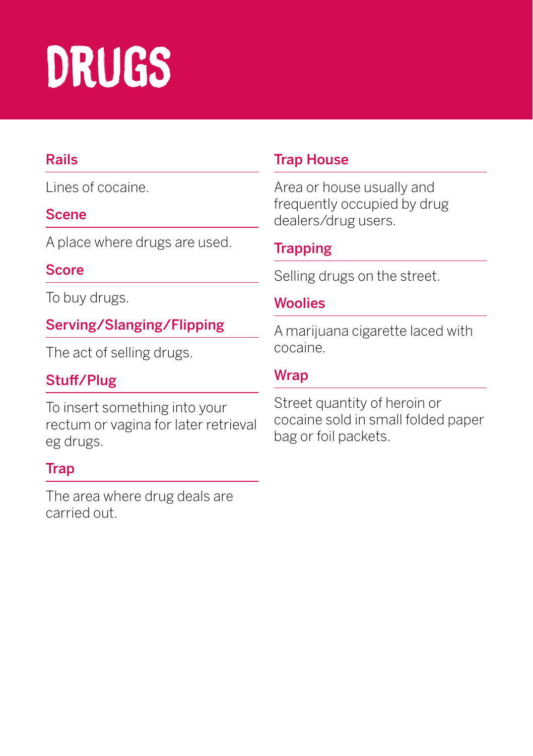# DRUGS

### Rails

Lines of cocaine.

### Scene

A place where drugs are used.

### Score

To buy drugs.

### Serving/Slanging/Flipping

The act of selling drugs.

### Stuff/Plug

To insert something into your rectum or vagina for later retrieval eg drugs.

### Trap

The area where drug deals are carried out.

### Trap House

Area or house usually and frequently occupied by drug dealers/drug users.

### Trapping

Selling drugs on the street.

### Woolies

A marijuana cigarette laced with cocaine.

### Wrap

Street quantity of heroin or cocaine sold in small folded paper bag or foil packets.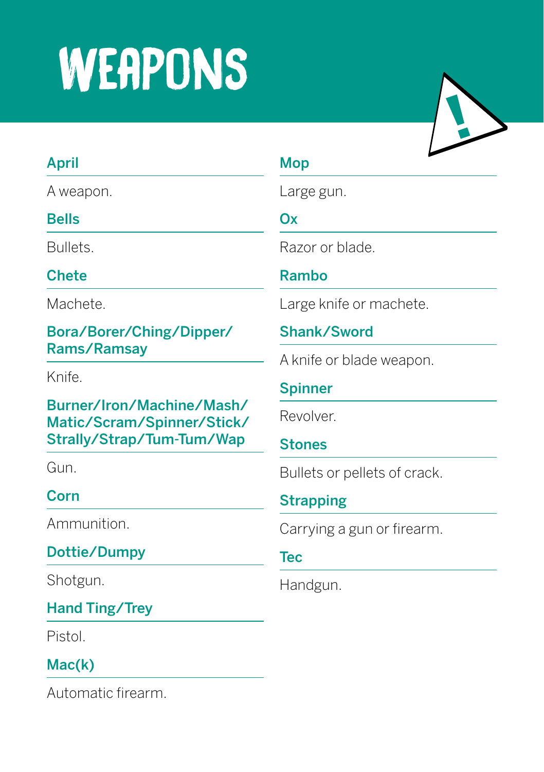# WEAPONS

### April

A weapon.

### Bells

Bullets.

### Chete

Machete.

### Bora/Borer/Ching/Dipper/Rams/Ramsay

Knife.

### Burner/Iron/Machine/Mash/Matic/Scram/Spinner/Stick/Strally/Strap/Tum-Tum/Wap

Gun.

### Corn

Ammunition.

### Dottie/Dumpy

Shotgun.

### Hand Ting/Trey

Pistol.

### Mac(k)

Automatic firearm.

### Mop

Large gun.

### Ox

Razor or blade.

### Rambo

Large knife or machete.

### Shank/Sword

A knife or blade weapon.

### Spinner

Revolver.

### Stones

Bullets or pellets of crack.

### Strapping

Carrying a gun or firearm.

### Tec

Handgun.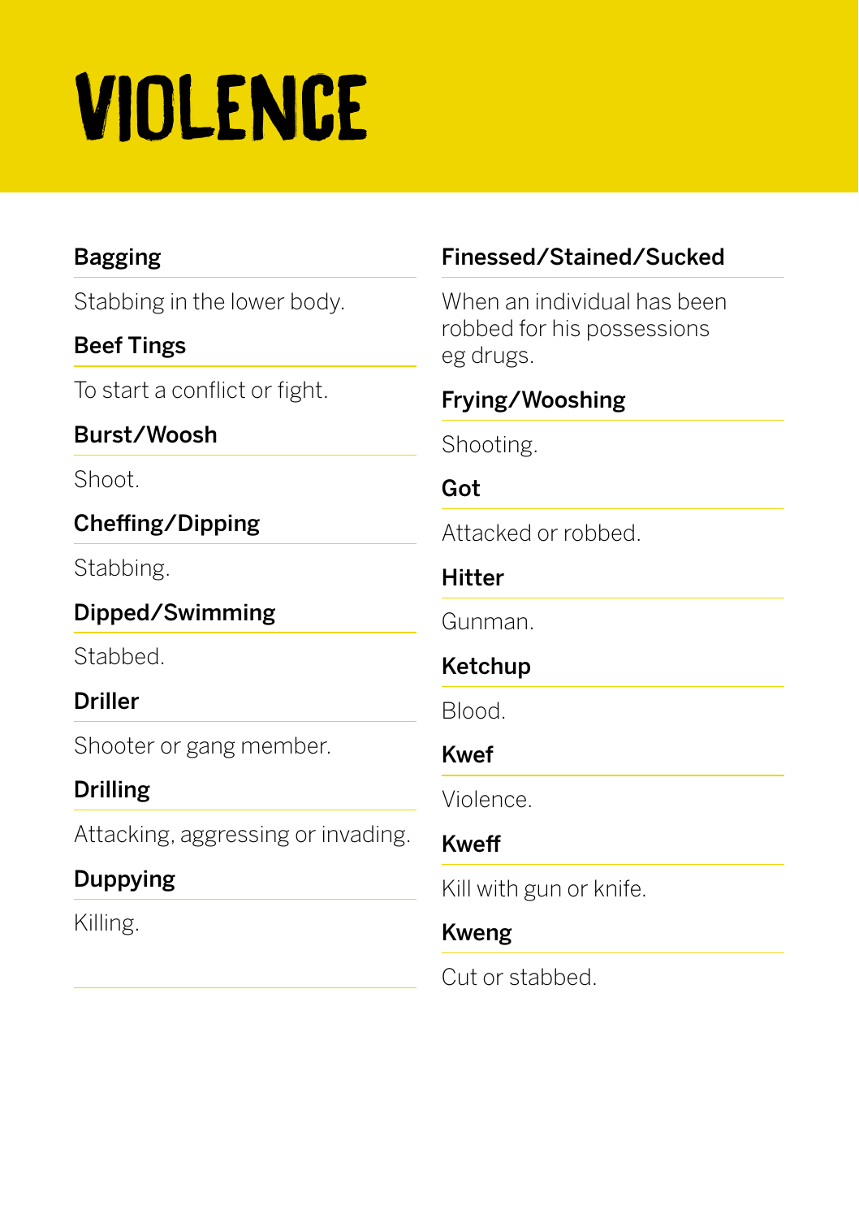# VIOLENCE

**Bagging**

Stabbing in the lower body.

**Beef Tings**

To start a conflict or fight.

**Burst/Woosh**

Shoot.

**Cheffing/Dipping**

Stabbing.

**Dipped/Swimming**

Stabbed.

**Driller**

Shooter or gang member.

**Drilling**

Attacking, aggressing or invading.

**Duppying**

Killing.

**Finessed/Stained/Sucked**

When an individual has been robbed for his possessions eg drugs.

**Frying/Wooshing**

Shooting.

**Got**

Attacked or robbed.

**Hitter**

Gunman.

**Ketchup**

Blood.

**Kwef**

Violence.

**Kweff**

Kill with gun or knife.

**Kweng**

Cut or stabbed.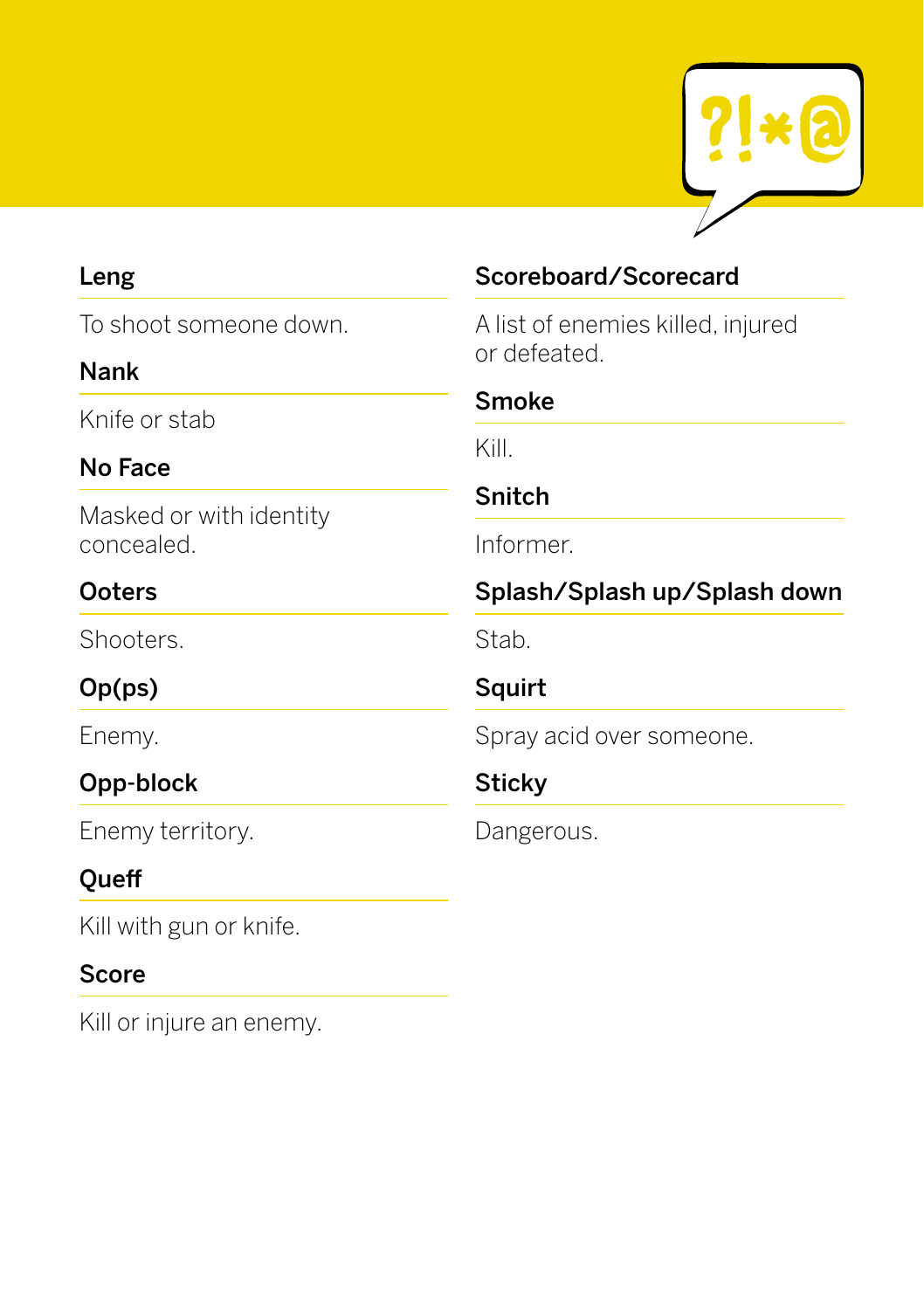**Leng**

To shoot someone down.

**Nank**

Knife or stab

**No Face**

Masked or with identity concealed.

**Ooters**

Shooters.

**Op(ps)**

Enemy.

**Opp-block**

Enemy territory.

**Queff**

Kill with gun or knife.

**Score**

Kill or injure an enemy.

**Scoreboard/Scorecard**

A list of enemies killed, injured or defeated.

**Smoke**

Kill.

**Snitch**

Informer.

**Splash/Splash up/Splash down**

Stab.

**Squirt**

Spray acid over someone.

**Sticky**

Dangerous.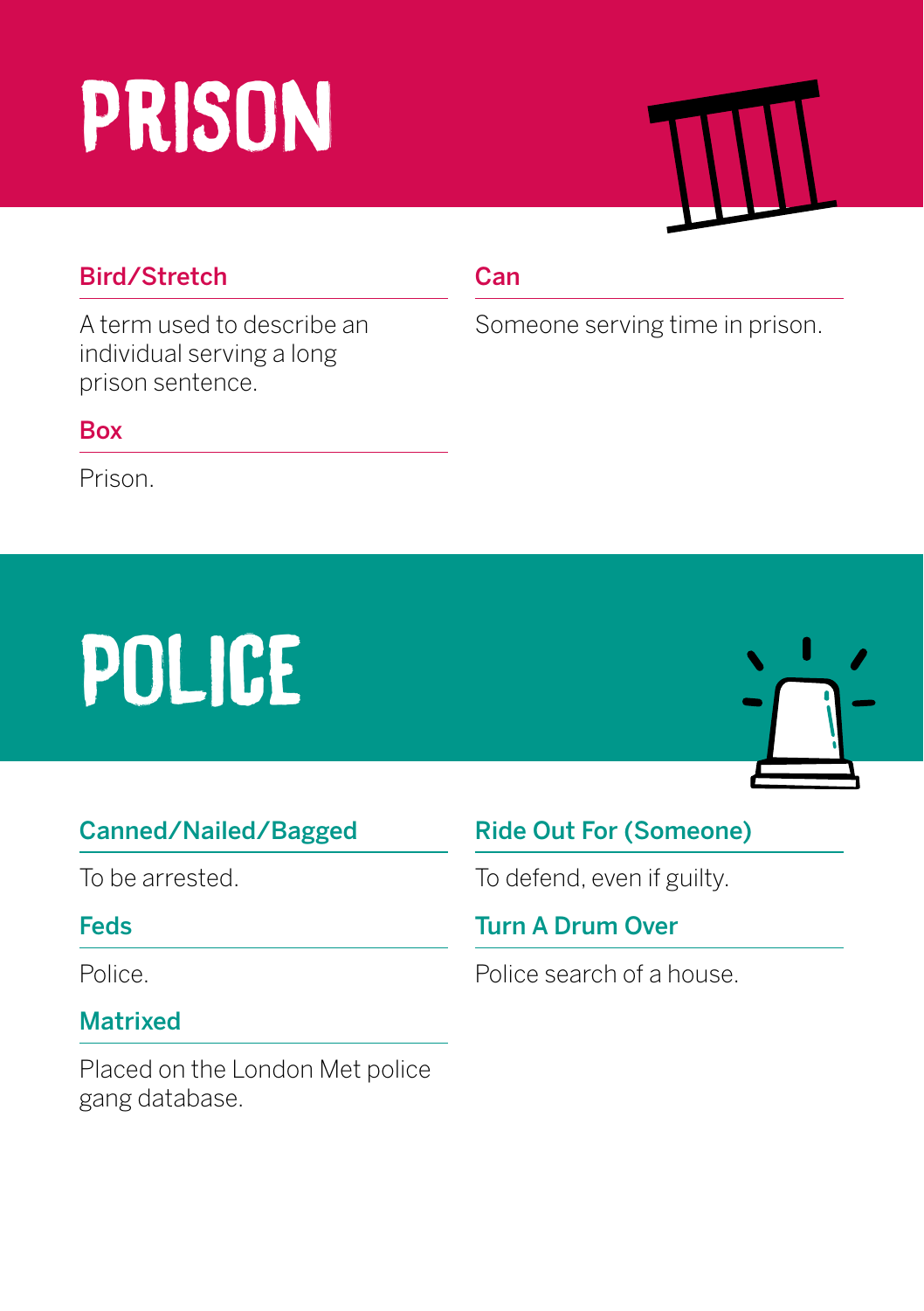# PRISON

### Bird/Stretch

A term used to describe an individual serving a long prison sentence.

### Box

Prison.

### Can

Someone serving time in prison.

# POLICE

### Canned/Nailed/Bagged

To be arrested.

### Feds

Police.

### Matrixed

Placed on the London Met police gang database.

### Ride Out For (Someone)

To defend, even if guilty.

### Turn A Drum Over

Police search of a house.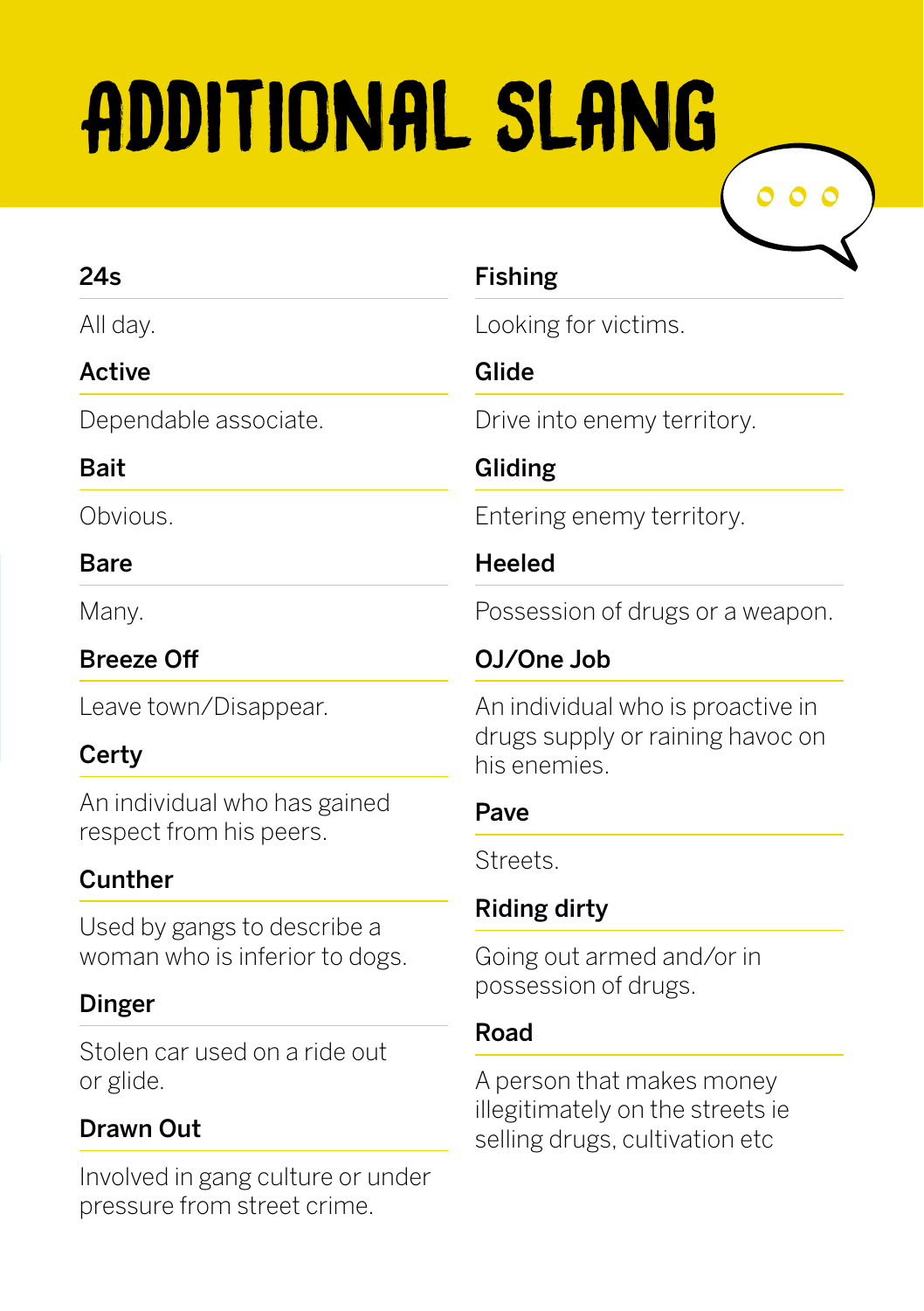# ADDITIONAL SLANG

**24s**

All day.

**Active**

Dependable associate.

**Bait**

Obvious.

**Bare**

Many.

**Breeze Off**

Leave town/Disappear.

**Certy**

An individual who has gained respect from his peers.

**Cunther**

Used by gangs to describe a woman who is inferior to dogs.

**Dinger**

Stolen car used on a ride out or glide.

**Drawn Out**

Involved in gang culture or under pressure from street crime.

**Fishing**

Looking for victims.

**Glide**

Drive into enemy territory.

**Gliding**

Entering enemy territory.

**Heeled**

Possession of drugs or a weapon.

**OJ/One Job**

An individual who is proactive in drugs supply or raining havoc on his enemies.

**Pave**

Streets.

**Riding dirty**

Going out armed and/or in possession of drugs.

**Road**

A person that makes money illegitimately on the streets ie selling drugs, cultivation etc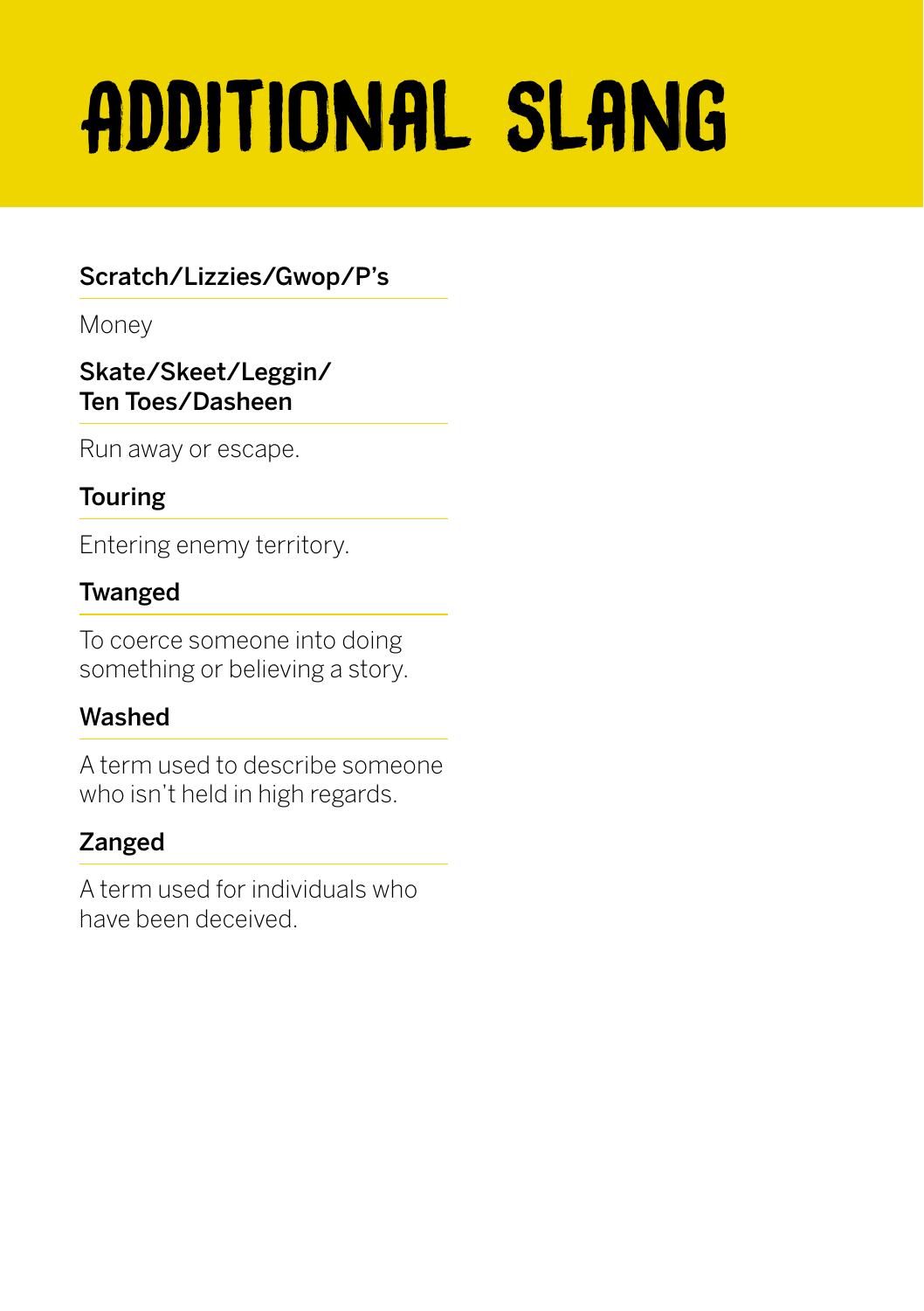# ADDITIONAL SLANG

**Scratch/Lizzies/Gwop/P's**

Money

**Skate/Skeet/Leggin/ Ten Toes/Dasheen**

Run away or escape.

**Touring**

Entering enemy territory.

**Twanged**

To coerce someone into doing something or believing a story.

**Washed**

A term used to describe someone who isn't held in high regards.

**Zanged**

A term used for individuals who have been deceived.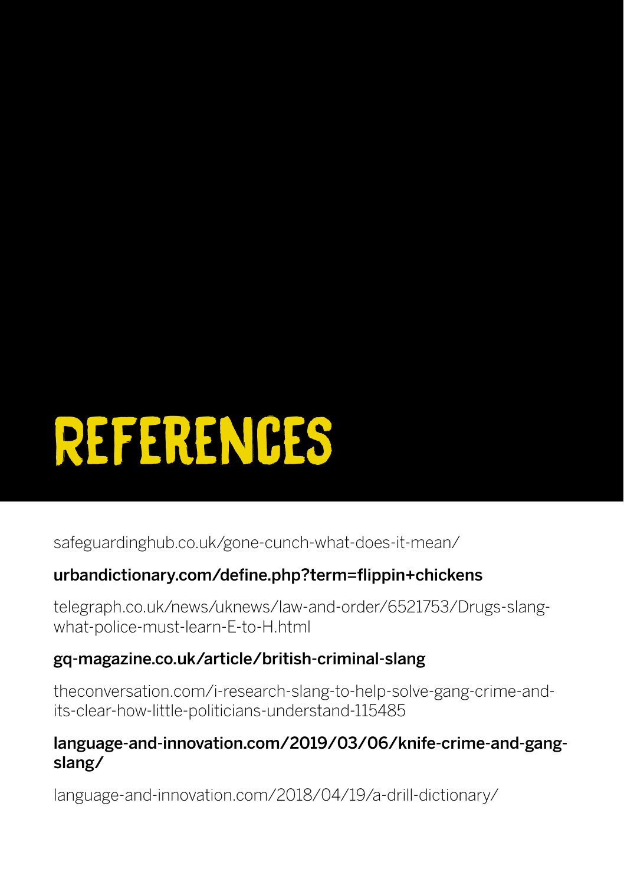# REFERENCES

safeguardinghub.co.uk/gone-cunch-what-does-it-mean/

**urbandictionary.com/define.php?term=flippin+chickens**

telegraph.co.uk/news/uknews/law-and-order/6521753/Drugs-slang-what-police-must-learn-E-to-H.html

**gq-magazine.co.uk/article/british-criminal-slang**

theconversation.com/i-research-slang-to-help-solve-gang-crime-and-its-clear-how-little-politicians-understand-115485

**language-and-innovation.com/2019/03/06/knife-crime-and-gang-slang/**

language-and-innovation.com/2018/04/19/a-drill-dictionary/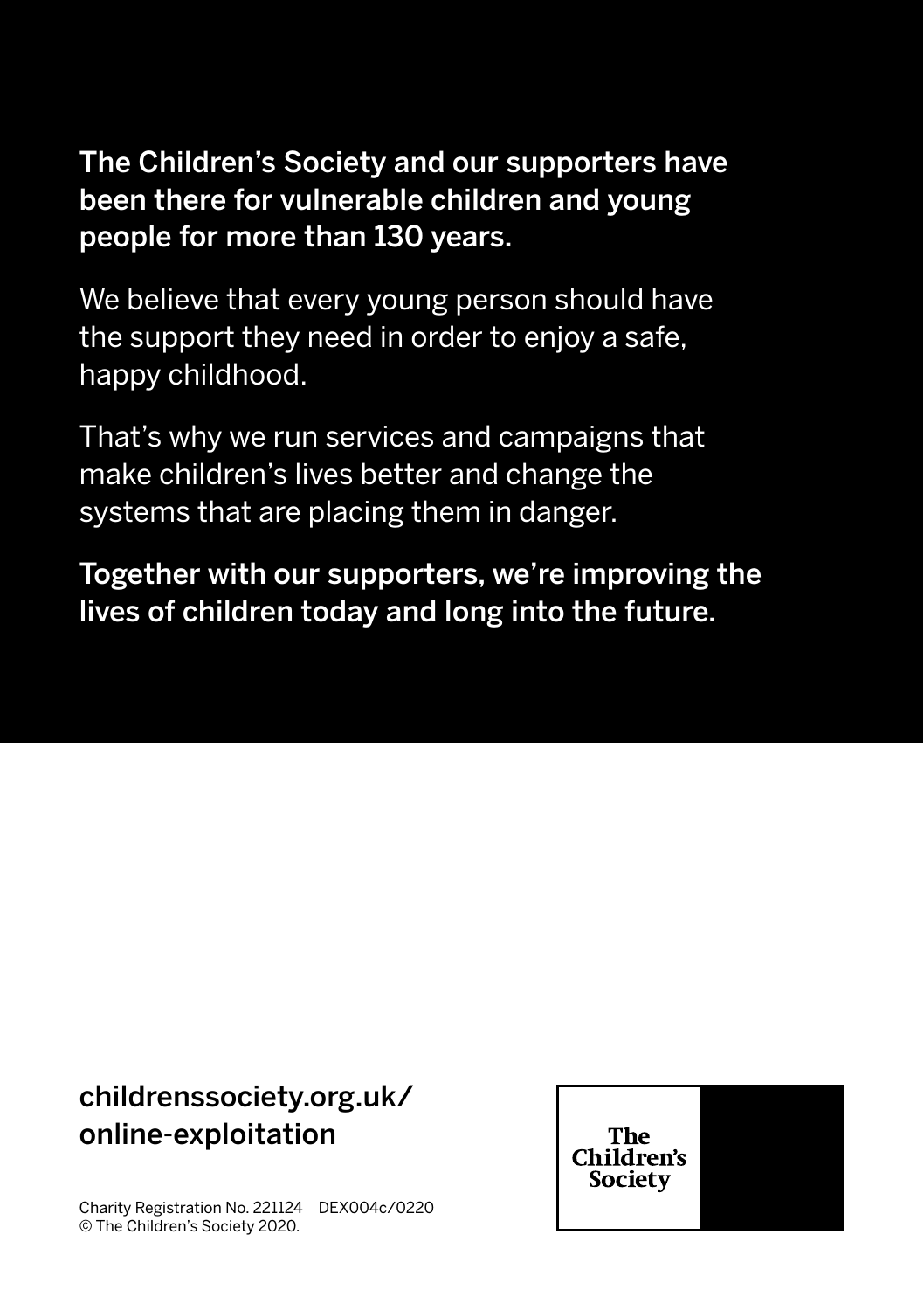**The Children's Society and our supporters have been there for vulnerable children and young people for more than 130 years.**

We believe that every young person should have the support they need in order to enjoy a safe, happy childhood.

That's why we run services and campaigns that make children's lives better and change the systems that are placing them in danger.

**Together with our supporters, we're improving the lives of children today and long into the future.**

childrenssociety.org.uk/online-exploitation

The Children's Society

Charity Registration No. 221124 DEX004c/0220
© The Children's Society 2020.